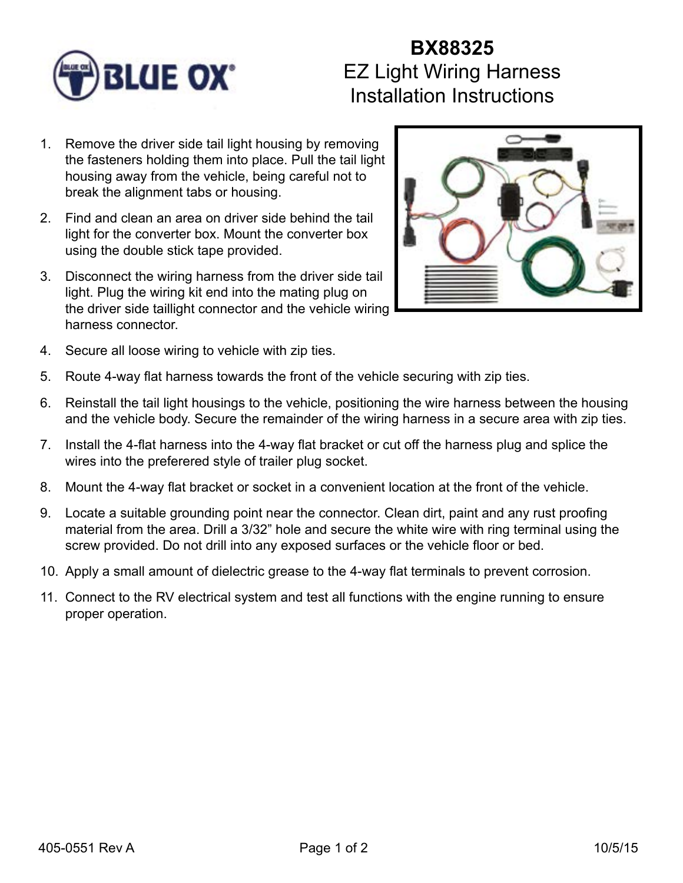# BX88325

## EZ Light Wiring Harness Installation Instructions

1. Remove the driver side tail light housing by removing the fasteners holding them into place. Pull the tail light housing away from the vehicle, being careful not to break the alignment tabs or housing.
2. Find and clean an area on driver side behind the tail light for the converter box. Mount the converter box using the double stick tape provided.
3. Disconnect the wiring harness from the driver side tail light. Plug the wiring kit end into the mating plug on the driver side taillight connector and the vehicle wiring harness connector.
4. Secure all loose wiring to vehicle with zip ties.
5. Route 4-way flat harness towards the front of the vehicle securing with zip ties.
6. Reinstall the tail light housings to the vehicle, positioning the wire harness between the housing and the vehicle body. Secure the remainder of the wiring harness in a secure area with zip ties.
7. Install the 4-flat harness into the 4-way flat bracket or cut off the harness plug and splice the wires into the preferered style of trailer plug socket.
8. Mount the 4-way flat bracket or socket in a convenient location at the front of the vehicle.
9. Locate a suitable grounding point near the connector. Clean dirt, paint and any rust proofing material from the area. Drill a 3/32" hole and secure the white wire with ring terminal using the screw provided. Do not drill into any exposed surfaces or the vehicle floor or bed.
10. Apply a small amount of dielectric grease to the 4-way flat terminals to prevent corrosion.
11. Connect to the RV electrical system and test all functions with the engine running to ensure proper operation.

405-0551 Rev A 10/5/15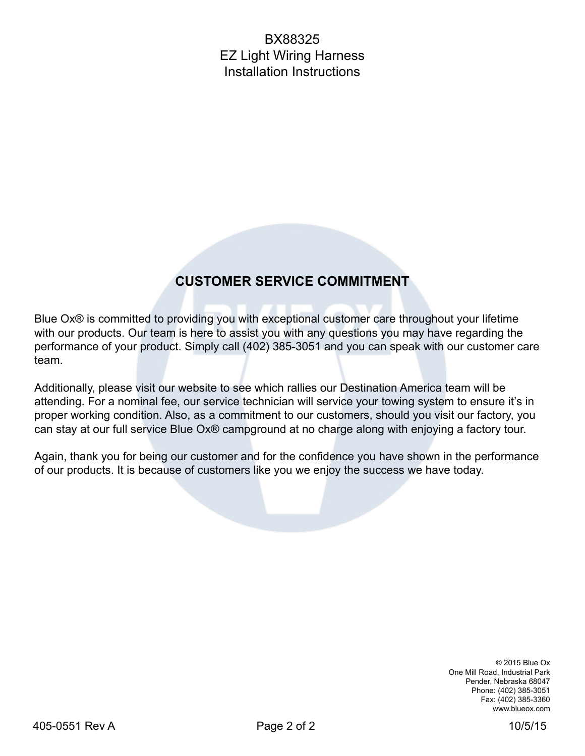# CUSTOMER SERVICE COMMITMENT

Blue Ox® is committed to providing you with exceptional customer care throughout your lifetime with our products. Our team is here to assist you with any questions you may have regarding the performance of your product. Simply call (402) 385-3051 and you can speak with our customer care team.

Additionally, please visit our website to see which rallies our Destination America team will be attending. For a nominal fee, our service technician will service your towing system to ensure it's in proper working condition. Also, as a commitment to our customers, should you visit our factory, you can stay at our full service Blue Ox® campground at no charge along with enjoying a factory tour.

Again, thank you for being our customer and for the confidence you have shown in the performance of our products. It is because of customers like you we enjoy the success we have today.

© 2015 Blue Ox
One Mill Road, Industrial Park
Pender, Nebraska 68047
Phone: (402) 385-3051
Fax: (402) 385-3360
www.blueox.com